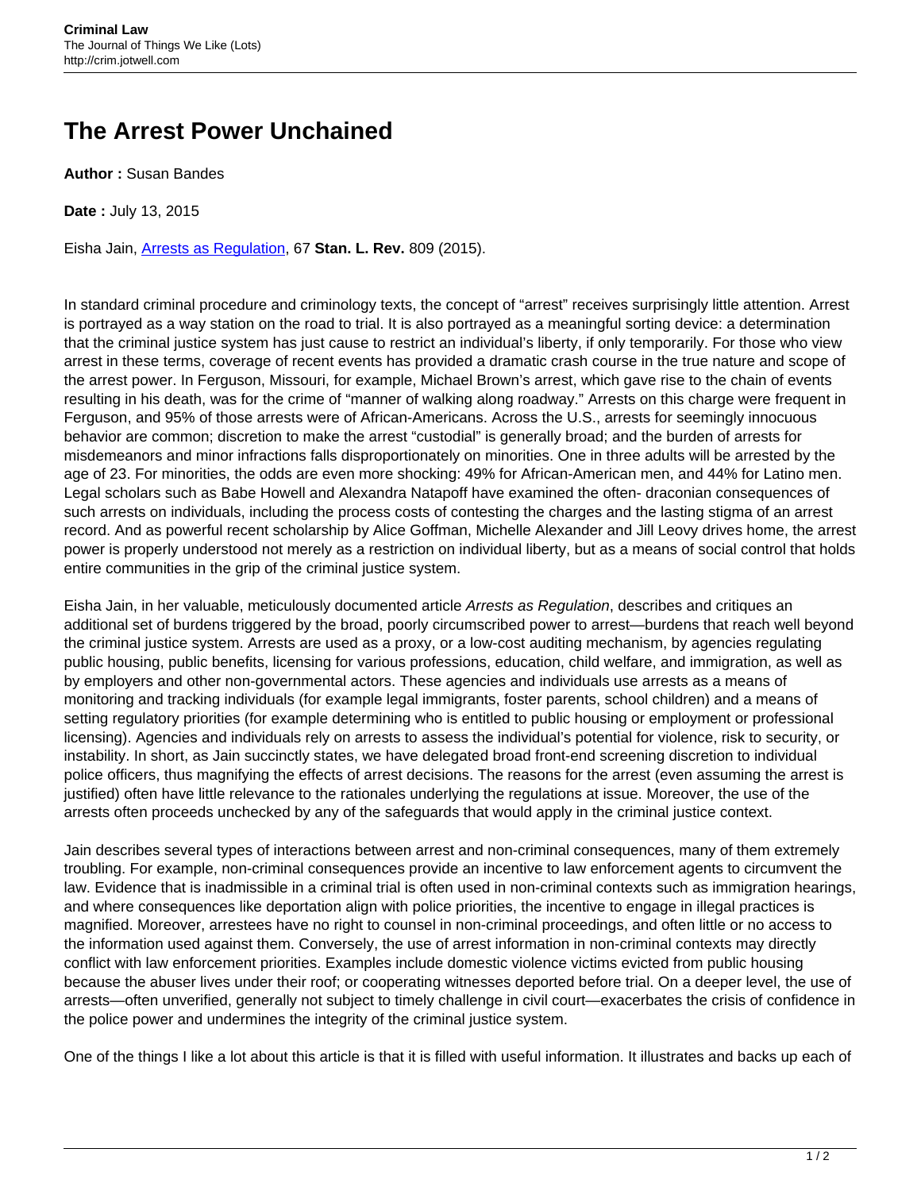# The Arrest Power Unchained

**Author :** Susan Bandes

**Date :** July 13, 2015

Eisha Jain, [Arrests as Regulation](), 67 **Stan. L. Rev.** 809 (2015).

In standard criminal procedure and criminology texts, the concept of "arrest" receives surprisingly little attention. Arrest is portrayed as a way station on the road to trial. It is also portrayed as a meaningful sorting device: a determination that the criminal justice system has just cause to restrict an individual's liberty, if only temporarily. For those who view arrest in these terms, coverage of recent events has provided a dramatic crash course in the true nature and scope of the arrest power. In Ferguson, Missouri, for example, Michael Brown's arrest, which gave rise to the chain of events resulting in his death, was for the crime of "manner of walking along roadway." Arrests on this charge were frequent in Ferguson, and 95% of those arrests were of African-Americans. Across the U.S., arrests for seemingly innocuous behavior are common; discretion to make the arrest "custodial" is generally broad; and the burden of arrests for misdemeanors and minor infractions falls disproportionately on minorities. One in three adults will be arrested by the age of 23. For minorities, the odds are even more shocking: 49% for African-American men, and 44% for Latino men. Legal scholars such as Babe Howell and Alexandra Natapoff have examined the often- draconian consequences of such arrests on individuals, including the process costs of contesting the charges and the lasting stigma of an arrest record. And as powerful recent scholarship by Alice Goffman, Michelle Alexander and Jill Leovy drives home, the arrest power is properly understood not merely as a restriction on individual liberty, but as a means of social control that holds entire communities in the grip of the criminal justice system.

Eisha Jain, in her valuable, meticulously documented article *Arrests as Regulation*, describes and critiques an additional set of burdens triggered by the broad, poorly circumscribed power to arrest—burdens that reach well beyond the criminal justice system. Arrests are used as a proxy, or a low-cost auditing mechanism, by agencies regulating public housing, public benefits, licensing for various professions, education, child welfare, and immigration, as well as by employers and other non-governmental actors. These agencies and individuals use arrests as a means of monitoring and tracking individuals (for example legal immigrants, foster parents, school children) and a means of setting regulatory priorities (for example determining who is entitled to public housing or employment or professional licensing). Agencies and individuals rely on arrests to assess the individual's potential for violence, risk to security, or instability. In short, as Jain succinctly states, we have delegated broad front-end screening discretion to individual police officers, thus magnifying the effects of arrest decisions. The reasons for the arrest (even assuming the arrest is justified) often have little relevance to the rationales underlying the regulations at issue. Moreover, the use of the arrests often proceeds unchecked by any of the safeguards that would apply in the criminal justice context.

Jain describes several types of interactions between arrest and non-criminal consequences, many of them extremely troubling. For example, non-criminal consequences provide an incentive to law enforcement agents to circumvent the law. Evidence that is inadmissible in a criminal trial is often used in non-criminal contexts such as immigration hearings, and where consequences like deportation align with police priorities, the incentive to engage in illegal practices is magnified. Moreover, arrestees have no right to counsel in non-criminal proceedings, and often little or no access to the information used against them. Conversely, the use of arrest information in non-criminal contexts may directly conflict with law enforcement priorities. Examples include domestic violence victims evicted from public housing because the abuser lives under their roof; or cooperating witnesses deported before trial. On a deeper level, the use of arrests—often unverified, generally not subject to timely challenge in civil court—exacerbates the crisis of confidence in the police power and undermines the integrity of the criminal justice system.

One of the things I like a lot about this article is that it is filled with useful information. It illustrates and backs up each of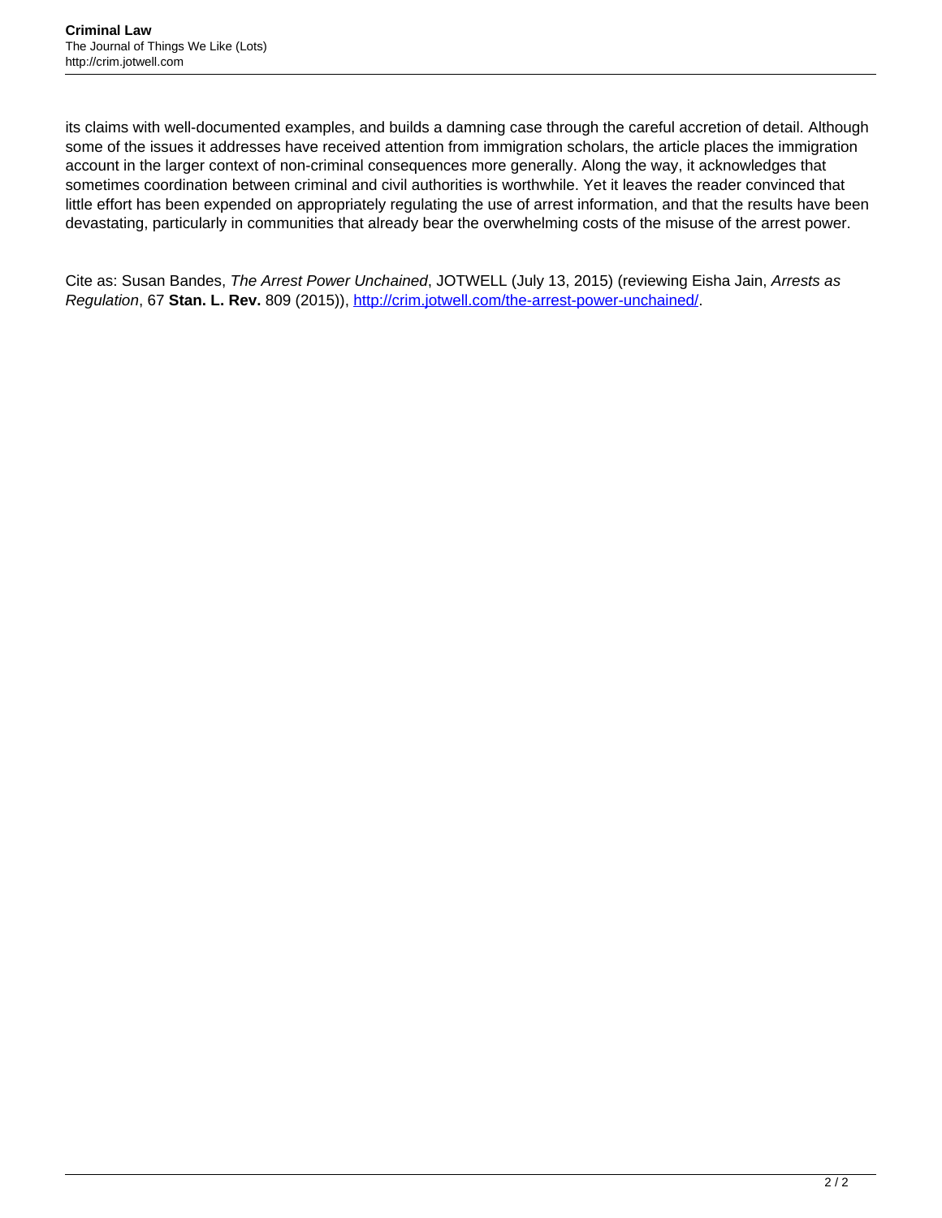its claims with well-documented examples, and builds a damning case through the careful accretion of detail. Although some of the issues it addresses have received attention from immigration scholars, the article places the immigration account in the larger context of non-criminal consequences more generally. Along the way, it acknowledges that sometimes coordination between criminal and civil authorities is worthwhile. Yet it leaves the reader convinced that little effort has been expended on appropriately regulating the use of arrest information, and that the results have been devastating, particularly in communities that already bear the overwhelming costs of the misuse of the arrest power.

Cite as: Susan Bandes, *The Arrest Power Unchained*, JOTWELL (July 13, 2015) (reviewing Eisha Jain, *Arrests as Regulation*, 67 **Stan. L. Rev.** 809 (2015)), http://crim.jotwell.com/the-arrest-power-unchained/.